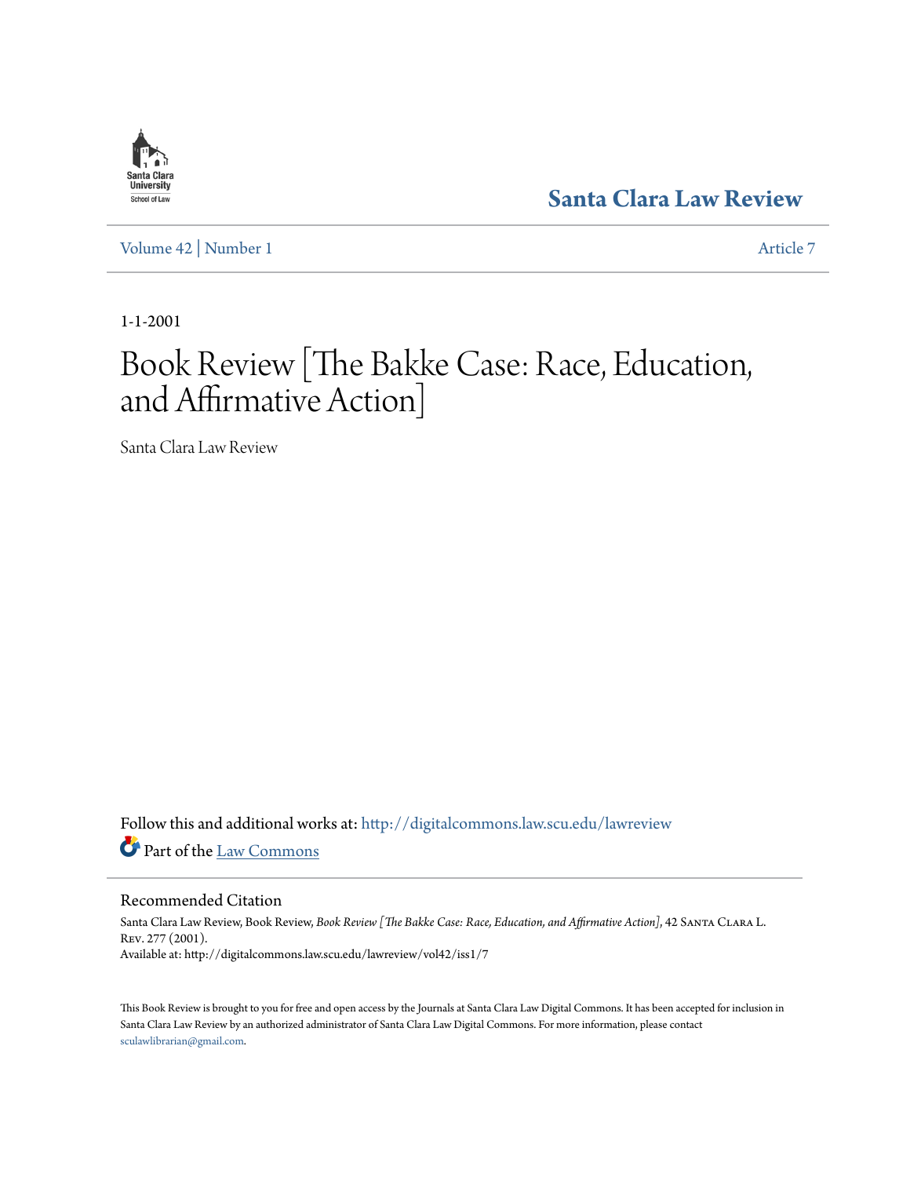Santa Clara University School of Law

**Santa Clara Law Review**

Volume 42 | Number 1 Article 7

1-1-2001

# Book Review [The Bakke Case: Race, Education, and Affirmative Action]

Santa Clara Law Review

Follow this and additional works at: http://digitalcommons.law.scu.edu/lawreview

Part of the Law Commons

## Recommended Citation

Santa Clara Law Review, Book Review, *Book Review [The Bakke Case: Race, Education, and Affirmative Action]*, 42 Santa Clara L. Rev. 277 (2001).
Available at: http://digitalcommons.law.scu.edu/lawreview/vol42/iss1/7

This Book Review is brought to you for free and open access by the Journals at Santa Clara Law Digital Commons. It has been accepted for inclusion in Santa Clara Law Review by an authorized administrator of Santa Clara Law Digital Commons. For more information, please contact sculawlibrarian@gmail.com.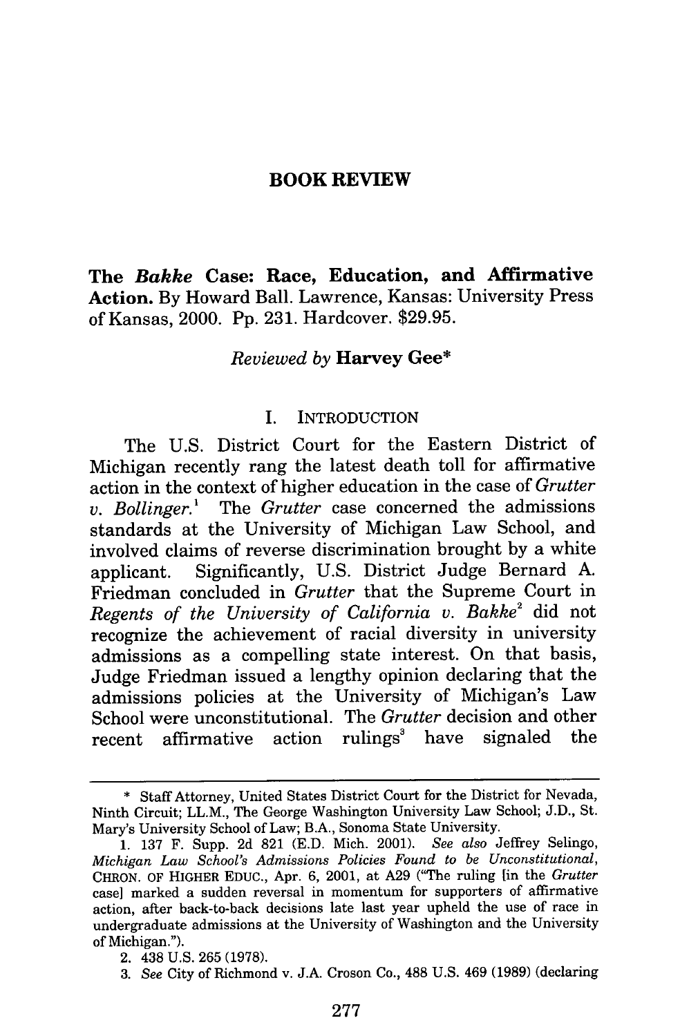# BOOK REVIEW

**The *Bakke* Case: Race, Education, and Affirmative Action.** By Howard Ball. Lawrence, Kansas: University Press of Kansas, 2000. Pp. 231. Hardcover. $29.95.

*Reviewed by* **Harvey Gee***

## I. INTRODUCTION

The U.S. District Court for the Eastern District of Michigan recently rang the latest death toll for affirmative action in the context of higher education in the case of *Grutter v. Bollinger*.[1] The *Grutter* case concerned the admissions standards at the University of Michigan Law School, and involved claims of reverse discrimination brought by a white applicant. Significantly, U.S. District Judge Bernard A. Friedman concluded in *Grutter* that the Supreme Court in *Regents of the University of California v. Bakke*[2] did not recognize the achievement of racial diversity in university admissions as a compelling state interest. On that basis, Judge Friedman issued a lengthy opinion declaring that the admissions policies at the University of Michigan's Law School were unconstitutional. The *Grutter* decision and other recent affirmative action rulings[3] have signaled the

---

\* Staff Attorney, United States District Court for the District for Nevada, Ninth Circuit; LL.M., The George Washington University Law School; J.D., St. Mary's University School of Law; B.A., Sonoma State University.

1. 137 F. Supp. 2d 821 (E.D. Mich. 2001). *See also* Jeffrey Selingo, *Michigan Law School's Admissions Policies Found to be Unconstitutional*, CHRON. OF HIGHER EDUC., Apr. 6, 2001, at A29 ("The ruling [in the *Grutter* case] marked a sudden reversal in momentum for supporters of affirmative action, after back-to-back decisions late last year upheld the use of race in undergraduate admissions at the University of Washington and the University of Michigan.").

2. 438 U.S. 265 (1978).

3. *See* City of Richmond v. J.A. Croson Co., 488 U.S. 469 (1989) (declaring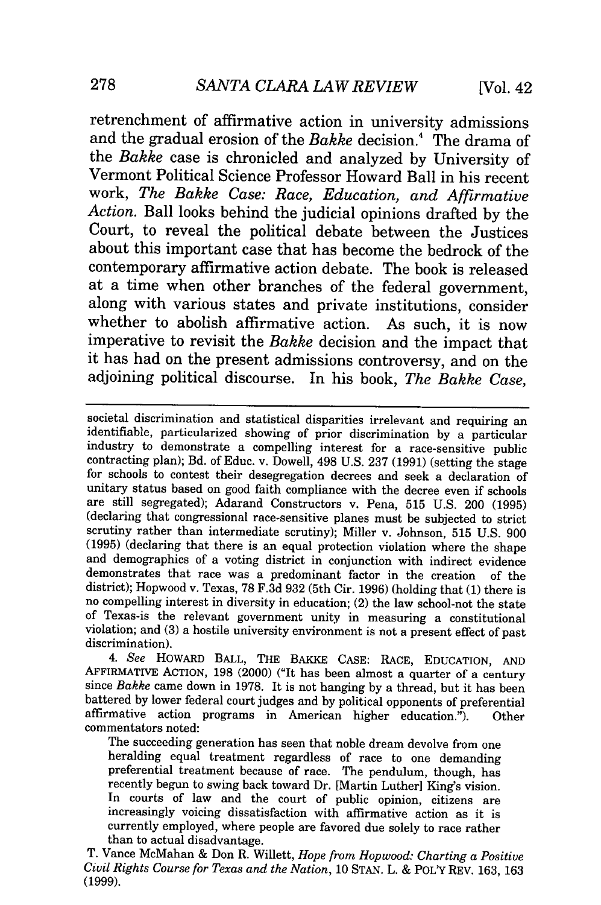retrenchment of affirmative action in university admissions and the gradual erosion of the *Bakke* decision.[4] The drama of the *Bakke* case is chronicled and analyzed by University of Vermont Political Science Professor Howard Ball in his recent work, *The Bakke Case: Race, Education, and Affirmative Action.* Ball looks behind the judicial opinions drafted by the Court, to reveal the political debate between the Justices about this important case that has become the bedrock of the contemporary affirmative action debate. The book is released at a time when other branches of the federal government, along with various states and private institutions, consider whether to abolish affirmative action. As such, it is now imperative to revisit the *Bakke* decision and the impact that it has had on the present admissions controversy, and on the adjoining political discourse. In his book, *The Bakke Case,*

---

societal discrimination and statistical disparities irrelevant and requiring an identifiable, particularized showing of prior discrimination by a particular industry to demonstrate a compelling interest for a race-sensitive public contracting plan); Bd. of Educ. v. Dowell, 498 U.S. 237 (1991) (setting the stage for schools to contest their desegregation decrees and seek a declaration of unitary status based on good faith compliance with the decree even if schools are still segregated); Adarand Constructors v. Pena, 515 U.S. 200 (1995) (declaring that congressional race-sensitive planes must be subjected to strict scrutiny rather than intermediate scrutiny); Miller v. Johnson, 515 U.S. 900 (1995) (declaring that there is an equal protection violation where the shape and demographics of a voting district in conjunction with indirect evidence demonstrates that race was a predominant factor in the creation of the district); Hopwood v. Texas, 78 F.3d 932 (5th Cir. 1996) (holding that (1) there is no compelling interest in diversity in education; (2) the law school-not the state of Texas-is the relevant government unity in measuring a constitutional violation; and (3) a hostile university environment is not a present effect of past discrimination).

4. *See* HOWARD BALL, THE BAKKE CASE: RACE, EDUCATION, AND AFFIRMATIVE ACTION, 198 (2000) ("It has been almost a quarter of a century since *Bakke* came down in 1978. It is not hanging by a thread, but it has been battered by lower federal court judges and by political opponents of preferential affirmative action programs in American higher education."). Other commentators noted:

> The succeeding generation has seen that noble dream devolve from one heralding equal treatment regardless of race to one demanding preferential treatment because of race. The pendulum, though, has recently begun to swing back toward Dr. [Martin Luther] King's vision. In courts of law and the court of public opinion, citizens are increasingly voicing dissatisfaction with affirmative action as it is currently employed, where people are favored due solely to race rather than to actual disadvantage.

T. Vance McMahan & Don R. Willett, *Hope from Hopwood: Charting a Positive Civil Rights Course for Texas and the Nation*, 10 STAN. L. & POL'Y REV. 163, 163 (1999).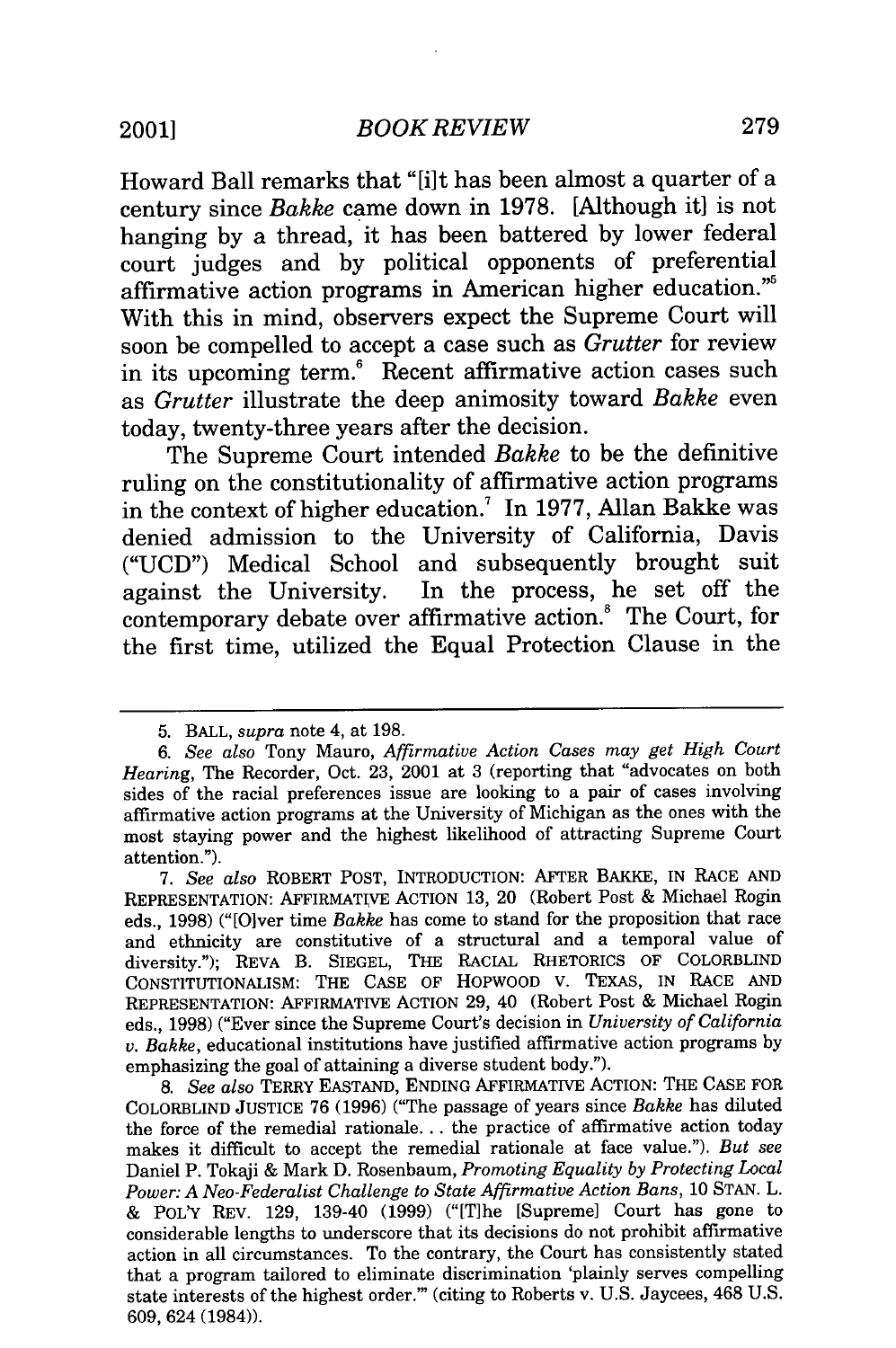Howard Ball remarks that "[i]t has been almost a quarter of a century since *Bakke* came down in 1978. [Although it] is not hanging by a thread, it has been battered by lower federal court judges and by political opponents of preferential affirmative action programs in American higher education."[5] With this in mind, observers expect the Supreme Court will soon be compelled to accept a case such as *Grutter* for review in its upcoming term.[6] Recent affirmative action cases such as *Grutter* illustrate the deep animosity toward *Bakke* even today, twenty-three years after the decision.

The Supreme Court intended *Bakke* to be the definitive ruling on the constitutionality of affirmative action programs in the context of higher education.[7] In 1977, Allan Bakke was denied admission to the University of California, Davis ("UCD") Medical School and subsequently brought suit against the University. In the process, he set off the contemporary debate over affirmative action.[8] The Court, for the first time, utilized the Equal Protection Clause in the

---

5. BALL, *supra* note 4, at 198.

6. *See also* Tony Mauro, *Affirmative Action Cases may get High Court Hearing*, The Recorder, Oct. 23, 2001 at 3 (reporting that "advocates on both sides of the racial preferences issue are looking to a pair of cases involving affirmative action programs at the University of Michigan as the ones with the most staying power and the highest likelihood of attracting Supreme Court attention.").

7. *See also* ROBERT POST, INTRODUCTION: AFTER BAKKE, IN RACE AND REPRESENTATION: AFFIRMATIVE ACTION 13, 20 (Robert Post & Michael Rogin eds., 1998) ("[O]ver time *Bakke* has come to stand for the proposition that race and ethnicity are constitutive of a structural and a temporal value of diversity."); REVA B. SIEGEL, THE RACIAL RHETORICS OF COLORBLIND CONSTITUTIONALISM: THE CASE OF HOPWOOD V. TEXAS, IN RACE AND REPRESENTATION: AFFIRMATIVE ACTION 29, 40 (Robert Post & Michael Rogin eds., 1998) ("Ever since the Supreme Court's decision in *University of California v. Bakke*, educational institutions have justified affirmative action programs by emphasizing the goal of attaining a diverse student body.").

8. *See also* TERRY EASTAND, ENDING AFFIRMATIVE ACTION: THE CASE FOR COLORBLIND JUSTICE 76 (1996) ("The passage of years since *Bakke* has diluted the force of the remedial rationale. . . the practice of affirmative action today makes it difficult to accept the remedial rationale at face value."). *But see* Daniel P. Tokaji & Mark D. Rosenbaum, *Promoting Equality by Protecting Local Power: A Neo-Federalist Challenge to State Affirmative Action Bans*, 10 STAN. L. & POL'Y REV. 129, 139-40 (1999) ("[T]he [Supreme] Court has gone to considerable lengths to underscore that its decisions do not prohibit affirmative action in all circumstances. To the contrary, the Court has consistently stated that a program tailored to eliminate discrimination 'plainly serves compelling state interests of the highest order.'" (citing to Roberts v. U.S. Jaycees, 468 U.S. 609, 624 (1984)).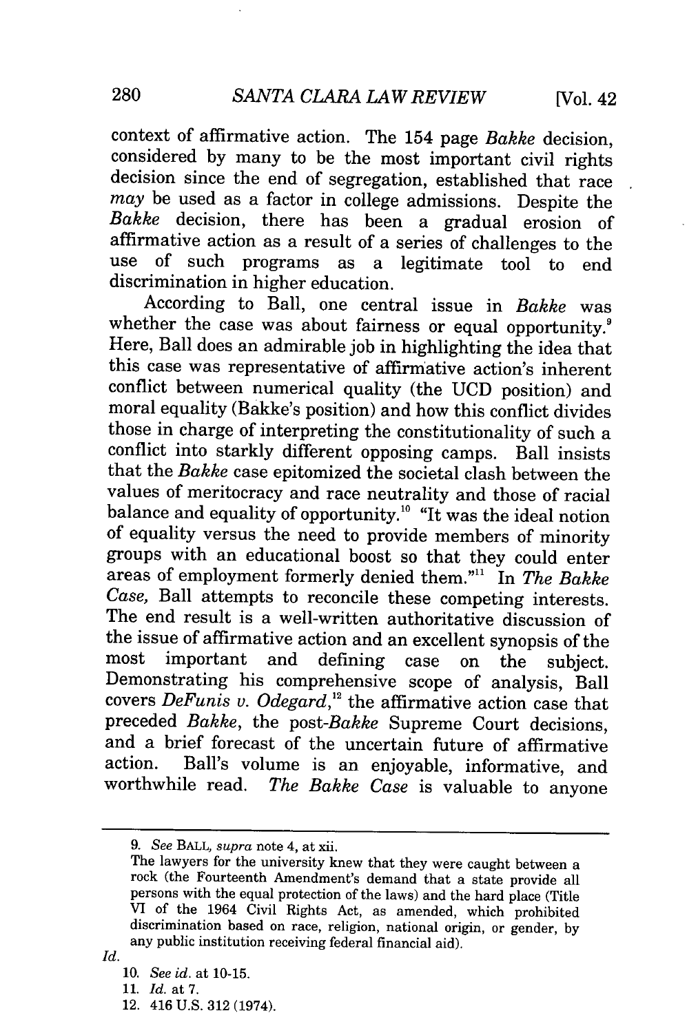context of affirmative action. The 154 page *Bakke* decision, considered by many to be the most important civil rights decision since the end of segregation, established that race *may* be used as a factor in college admissions. Despite the *Bakke* decision, there has been a gradual erosion of affirmative action as a result of a series of challenges to the use of such programs as a legitimate tool to end discrimination in higher education.

According to Ball, one central issue in *Bakke* was whether the case was about fairness or equal opportunity.[9] Here, Ball does an admirable job in highlighting the idea that this case was representative of affirmative action's inherent conflict between numerical quality (the UCD position) and moral equality (Bakke's position) and how this conflict divides those in charge of interpreting the constitutionality of such a conflict into starkly different opposing camps. Ball insists that the *Bakke* case epitomized the societal clash between the values of meritocracy and race neutrality and those of racial balance and equality of opportunity.[10] "It was the ideal notion of equality versus the need to provide members of minority groups with an educational boost so that they could enter areas of employment formerly denied them."[11] In *The Bakke Case,* Ball attempts to reconcile these competing interests. The end result is a well-written authoritative discussion of the issue of affirmative action and an excellent synopsis of the most important and defining case on the subject. Demonstrating his comprehensive scope of analysis, Ball covers *DeFunis v. Odegard*,[12] the affirmative action case that preceded *Bakke*, the post-*Bakke* Supreme Court decisions, and a brief forecast of the uncertain future of affirmative action. Ball's volume is an enjoyable, informative, and worthwhile read. *The Bakke Case* is valuable to anyone

---

9. *See* BALL, *supra* note 4, at xii.

The lawyers for the university knew that they were caught between a rock (the Fourteenth Amendment's demand that a state provide all persons with the equal protection of the laws) and the hard place (Title VI of the 1964 Civil Rights Act, as amended, which prohibited discrimination based on race, religion, national origin, or gender, by any public institution receiving federal financial aid).

*Id.*

10. *See id.* at 10-15.

11. *Id.* at 7.

12. 416 U.S. 312 (1974).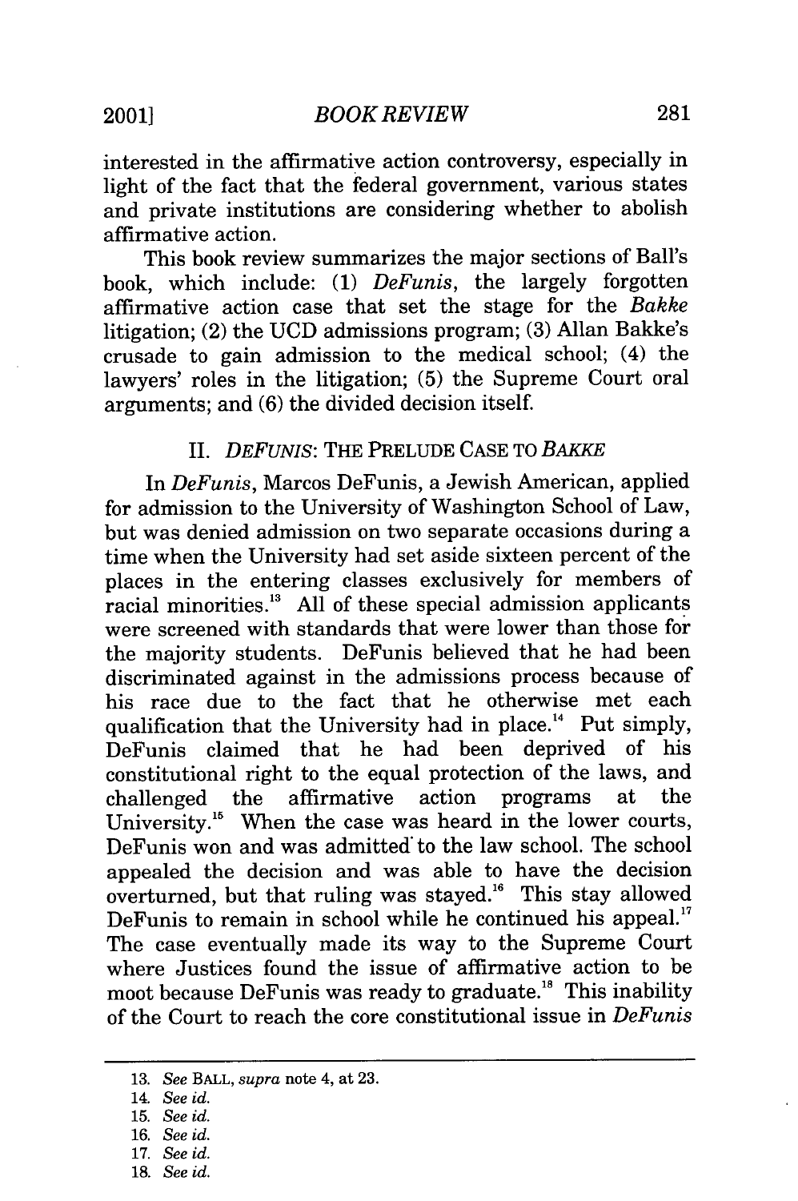interested in the affirmative action controversy, especially in light of the fact that the federal government, various states and private institutions are considering whether to abolish affirmative action.

This book review summarizes the major sections of Ball's book, which include: (1) *DeFunis*, the largely forgotten affirmative action case that set the stage for the *Bakke* litigation; (2) the UCD admissions program; (3) Allan Bakke's crusade to gain admission to the medical school; (4) the lawyers' roles in the litigation; (5) the Supreme Court oral arguments; and (6) the divided decision itself.

## II. *DEFUNIS*: THE PRELUDE CASE TO *BAKKE*

In *DeFunis*, Marcos DeFunis, a Jewish American, applied for admission to the University of Washington School of Law, but was denied admission on two separate occasions during a time when the University had set aside sixteen percent of the places in the entering classes exclusively for members of racial minorities.[13] All of these special admission applicants were screened with standards that were lower than those for the majority students. DeFunis believed that he had been discriminated against in the admissions process because of his race due to the fact that he otherwise met each qualification that the University had in place.[14] Put simply, DeFunis claimed that he had been deprived of his constitutional right to the equal protection of the laws, and challenged the affirmative action programs at the University.[15] When the case was heard in the lower courts, DeFunis won and was admitted to the law school. The school appealed the decision and was able to have the decision overturned, but that ruling was stayed.[16] This stay allowed DeFunis to remain in school while he continued his appeal.[17] The case eventually made its way to the Supreme Court where Justices found the issue of affirmative action to be moot because DeFunis was ready to graduate.[18] This inability of the Court to reach the core constitutional issue in *DeFunis*

---

13. *See* BALL, *supra* note 4, at 23.
14. *See id.*
15. *See id.*
16. *See id.*
17. *See id.*
18. *See id.*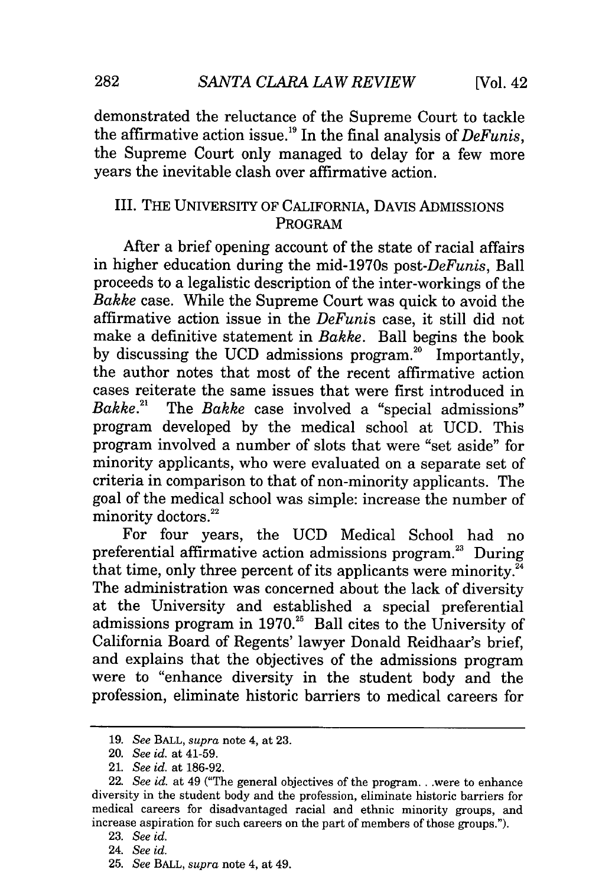demonstrated the reluctance of the Supreme Court to tackle the affirmative action issue.[19] In the final analysis of *DeFunis*, the Supreme Court only managed to delay for a few more years the inevitable clash over affirmative action.

## III. THE UNIVERSITY OF CALIFORNIA, DAVIS ADMISSIONS PROGRAM

After a brief opening account of the state of racial affairs in higher education during the mid-1970s post-*DeFunis*, Ball proceeds to a legalistic description of the inter-workings of the *Bakke* case. While the Supreme Court was quick to avoid the affirmative action issue in the *DeFunis* case, it still did not make a definitive statement in *Bakke*. Ball begins the book by discussing the UCD admissions program.[20] Importantly, the author notes that most of the recent affirmative action cases reiterate the same issues that were first introduced in *Bakke*.[21] The *Bakke* case involved a "special admissions" program developed by the medical school at UCD. This program involved a number of slots that were "set aside" for minority applicants, who were evaluated on a separate set of criteria in comparison to that of non-minority applicants. The goal of the medical school was simple: increase the number of minority doctors.[22]

For four years, the UCD Medical School had no preferential affirmative action admissions program.[23] During that time, only three percent of its applicants were minority.[24] The administration was concerned about the lack of diversity at the University and established a special preferential admissions program in 1970.[25] Ball cites to the University of California Board of Regents' lawyer Donald Reidhaar's brief, and explains that the objectives of the admissions program were to "enhance diversity in the student body and the profession, eliminate historic barriers to medical careers for

---

19. *See* BALL, *supra* note 4, at 23.

20. *See id.* at 41-59.

21. *See id.* at 186-92.

22. *See id.* at 49 ("The general objectives of the program. . .were to enhance diversity in the student body and the profession, eliminate historic barriers for medical careers for disadvantaged racial and ethnic minority groups, and increase aspiration for such careers on the part of members of those groups.").

23. *See id.*

24. *See id.*

25. *See* BALL, *supra* note 4, at 49.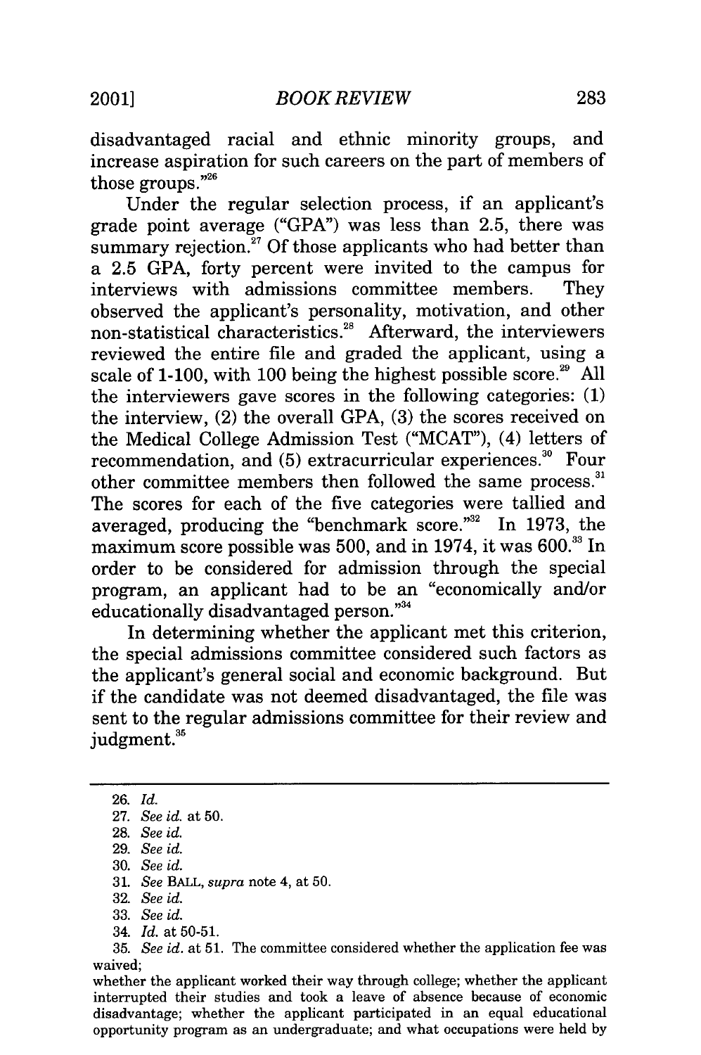disadvantaged racial and ethnic minority groups, and increase aspiration for such careers on the part of members of those groups."[26]

Under the regular selection process, if an applicant's grade point average ("GPA") was less than 2.5, there was summary rejection.[27] Of those applicants who had better than a 2.5 GPA, forty percent were invited to the campus for interviews with admissions committee members. They observed the applicant's personality, motivation, and other non-statistical characteristics.[28] Afterward, the interviewers reviewed the entire file and graded the applicant, using a scale of 1-100, with 100 being the highest possible score.[29] All the interviewers gave scores in the following categories: (1) the interview, (2) the overall GPA, (3) the scores received on the Medical College Admission Test ("MCAT"), (4) letters of recommendation, and (5) extracurricular experiences.[30] Four other committee members then followed the same process.[31] The scores for each of the five categories were tallied and averaged, producing the "benchmark score."[32] In 1973, the maximum score possible was 500, and in 1974, it was 600.[33] In order to be considered for admission through the special program, an applicant had to be an "economically and/or educationally disadvantaged person."[34]

In determining whether the applicant met this criterion, the special admissions committee considered such factors as the applicant's general social and economic background. But if the candidate was not deemed disadvantaged, the file was sent to the regular admissions committee for their review and judgment.[35]

---

26. *Id.*

27. *See id.* at 50.

28. *See id.*

29. *See id.*

30. *See id.*

31. *See* BALL, *supra* note 4, at 50.

32. *See id.*

33. *See id.*

34. *Id.* at 50-51.

35. *See id.* at 51. The committee considered whether the application fee was waived;
whether the applicant worked their way through college; whether the applicant interrupted their studies and took a leave of absence because of economic disadvantage; whether the applicant participated in an equal educational opportunity program as an undergraduate; and what occupations were held by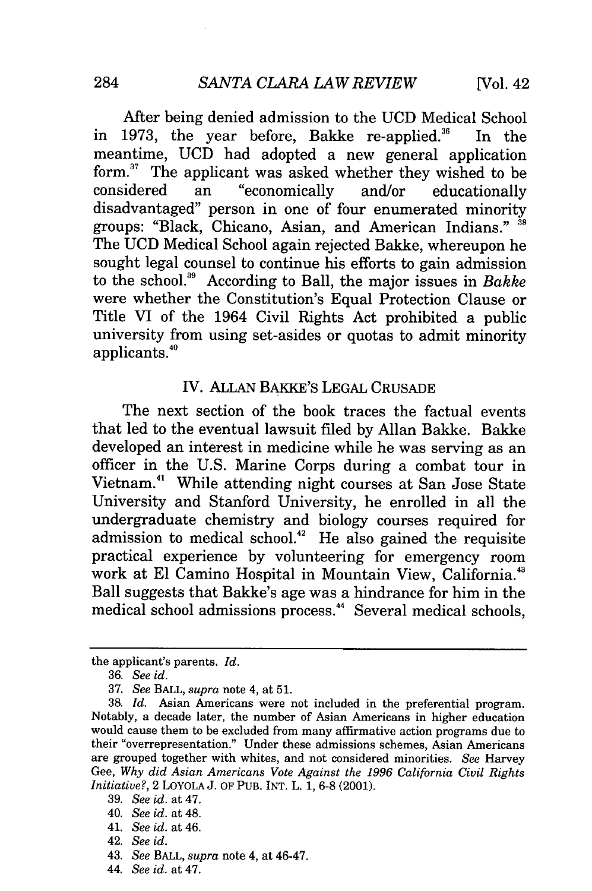After being denied admission to the UCD Medical School in 1973, the year before, Bakke re-applied.[36] In the meantime, UCD had adopted a new general application form.[37] The applicant was asked whether they wished to be considered an "economically and/or educationally disadvantaged" person in one of four enumerated minority groups: "Black, Chicano, Asian, and American Indians." [38] The UCD Medical School again rejected Bakke, whereupon he sought legal counsel to continue his efforts to gain admission to the school.[39] According to Ball, the major issues in *Bakke* were whether the Constitution's Equal Protection Clause or Title VI of the 1964 Civil Rights Act prohibited a public university from using set-asides or quotas to admit minority applicants.[40]

## IV. ALLAN BAKKE'S LEGAL CRUSADE

The next section of the book traces the factual events that led to the eventual lawsuit filed by Allan Bakke. Bakke developed an interest in medicine while he was serving as an officer in the U.S. Marine Corps during a combat tour in Vietnam.[41] While attending night courses at San Jose State University and Stanford University, he enrolled in all the undergraduate chemistry and biology courses required for admission to medical school.[42] He also gained the requisite practical experience by volunteering for emergency room work at El Camino Hospital in Mountain View, California.[43] Ball suggests that Bakke's age was a hindrance for him in the medical school admissions process.[44] Several medical schools,

---

the applicant's parents. *Id.*

36. *See id.*

37. *See* BALL, *supra* note 4, at 51.

38. *Id.* Asian Americans were not included in the preferential program. Notably, a decade later, the number of Asian Americans in higher education would cause them to be excluded from many affirmative action programs due to their "overrepresentation." Under these admissions schemes, Asian Americans are grouped together with whites, and not considered minorities. *See* Harvey Gee, *Why did Asian Americans Vote Against the 1996 California Civil Rights Initiative?*, 2 LOYOLA J. OF PUB. INT. L. 1, 6-8 (2001).

39. *See id.* at 47.

40. *See id.* at 48.

41. *See id.* at 46.

42. *See id.*

43. *See* BALL, *supra* note 4, at 46-47.

44. *See id.* at 47.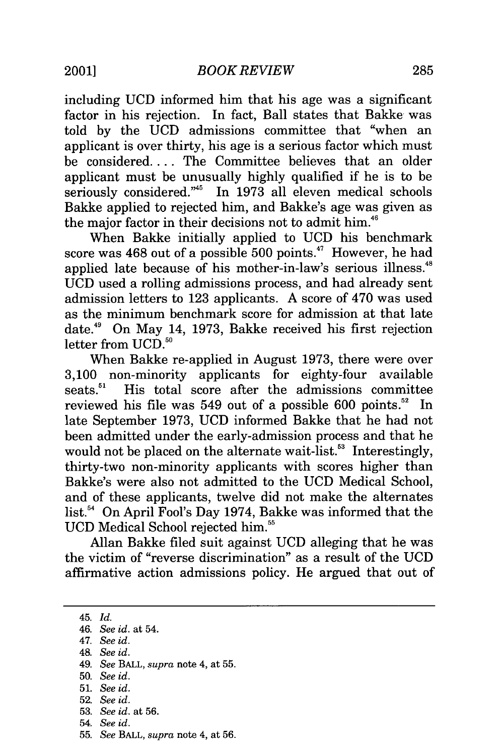including UCD informed him that his age was a significant factor in his rejection. In fact, Ball states that Bakke was told by the UCD admissions committee that "when an applicant is over thirty, his age is a serious factor which must be considered. . . . The Committee believes that an older applicant must be unusually highly qualified if he is to be seriously considered."[45] In 1973 all eleven medical schools Bakke applied to rejected him, and Bakke's age was given as the major factor in their decisions not to admit him.[46]

When Bakke initially applied to UCD his benchmark score was 468 out of a possible 500 points.[47] However, he had applied late because of his mother-in-law's serious illness.[48] UCD used a rolling admissions process, and had already sent admission letters to 123 applicants. A score of 470 was used as the minimum benchmark score for admission at that late date.[49] On May 14, 1973, Bakke received his first rejection letter from UCD.[50]

When Bakke re-applied in August 1973, there were over 3,100 non-minority applicants for eighty-four available seats.[51] His total score after the admissions committee reviewed his file was 549 out of a possible 600 points.[52] In late September 1973, UCD informed Bakke that he had not been admitted under the early-admission process and that he would not be placed on the alternate wait-list.[53] Interestingly, thirty-two non-minority applicants with scores higher than Bakke's were also not admitted to the UCD Medical School, and of these applicants, twelve did not make the alternates list.[54] On April Fool's Day 1974, Bakke was informed that the UCD Medical School rejected him.[55]

Allan Bakke filed suit against UCD alleging that he was the victim of "reverse discrimination" as a result of the UCD affirmative action admissions policy. He argued that out of

---

45. *Id.*
46. *See id.* at 54.
47. *See id.*
48. *See id.*
49. *See* BALL, *supra* note 4, at 55.
50. *See id.*
51. *See id.*
52. *See id.*
53. *See id.* at 56.
54. *See id.*
55. *See* BALL, *supra* note 4, at 56.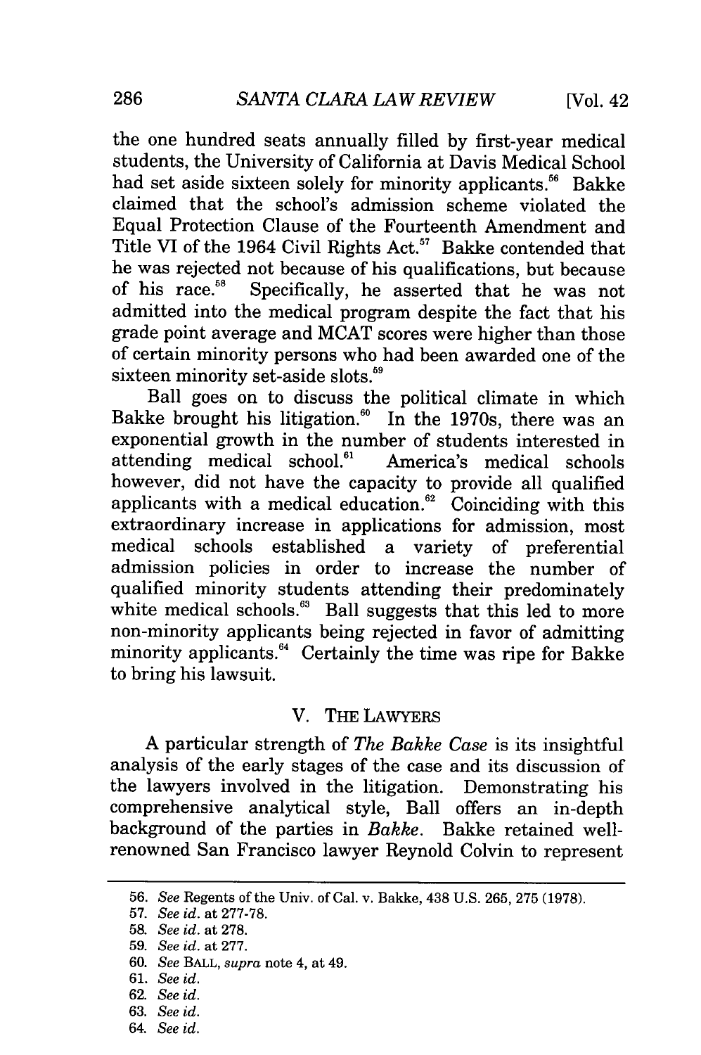the one hundred seats annually filled by first-year medical students, the University of California at Davis Medical School had set aside sixteen solely for minority applicants.[56] Bakke claimed that the school's admission scheme violated the Equal Protection Clause of the Fourteenth Amendment and Title VI of the 1964 Civil Rights Act.[57] Bakke contended that he was rejected not because of his qualifications, but because of his race.[58] Specifically, he asserted that he was not admitted into the medical program despite the fact that his grade point average and MCAT scores were higher than those of certain minority persons who had been awarded one of the sixteen minority set-aside slots.[59]

Ball goes on to discuss the political climate in which Bakke brought his litigation.[60] In the 1970s, there was an exponential growth in the number of students interested in attending medical school.[61] America's medical schools however, did not have the capacity to provide all qualified applicants with a medical education.[62] Coinciding with this extraordinary increase in applications for admission, most medical schools established a variety of preferential admission policies in order to increase the number of qualified minority students attending their predominately white medical schools.[63] Ball suggests that this led to more non-minority applicants being rejected in favor of admitting minority applicants.[64] Certainly the time was ripe for Bakke to bring his lawsuit.

## V. THE LAWYERS

A particular strength of *The Bakke Case* is its insightful analysis of the early stages of the case and its discussion of the lawyers involved in the litigation. Demonstrating his comprehensive analytical style, Ball offers an in-depth background of the parties in *Bakke*. Bakke retained well-renowned San Francisco lawyer Reynold Colvin to represent

---

56. *See* Regents of the Univ. of Cal. v. Bakke, 438 U.S. 265, 275 (1978).

57. *See id.* at 277-78.

58. *See id.* at 278.

59. *See id.* at 277.

60. *See* BALL, *supra* note 4, at 49.

61. *See id.*

62. *See id.*

63. *See id.*

64. *See id.*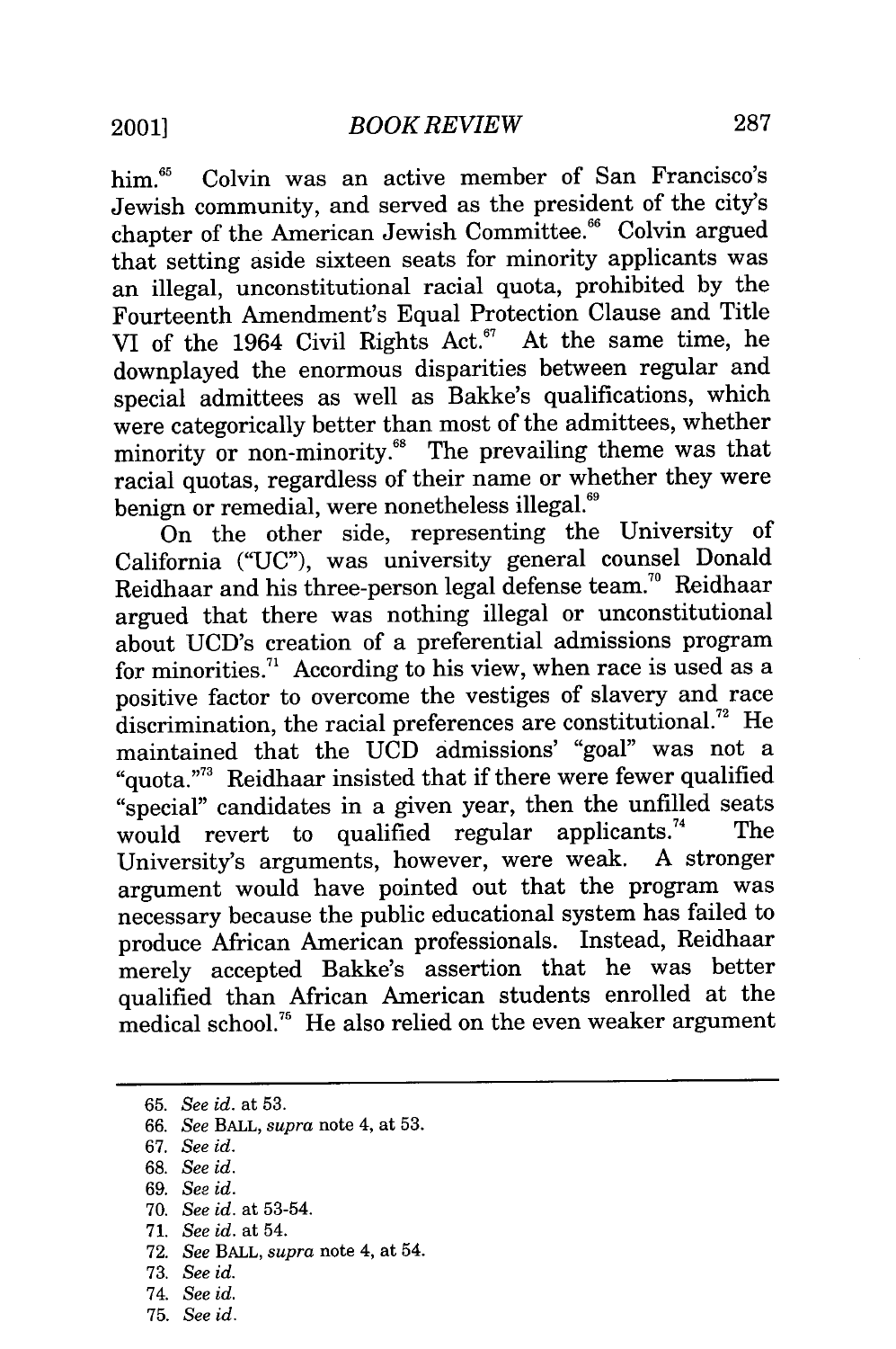him.[65] Colvin was an active member of San Francisco's Jewish community, and served as the president of the city's chapter of the American Jewish Committee.[66] Colvin argued that setting aside sixteen seats for minority applicants was an illegal, unconstitutional racial quota, prohibited by the Fourteenth Amendment's Equal Protection Clause and Title VI of the 1964 Civil Rights Act.[67] At the same time, he downplayed the enormous disparities between regular and special admittees as well as Bakke's qualifications, which were categorically better than most of the admittees, whether minority or non-minority.[68] The prevailing theme was that racial quotas, regardless of their name or whether they were benign or remedial, were nonetheless illegal.[69]

On the other side, representing the University of California ("UC"), was university general counsel Donald Reidhaar and his three-person legal defense team.[70] Reidhaar argued that there was nothing illegal or unconstitutional about UCD's creation of a preferential admissions program for minorities.[71] According to his view, when race is used as a positive factor to overcome the vestiges of slavery and race discrimination, the racial preferences are constitutional.[72] He maintained that the UCD admissions' "goal" was not a "quota."[73] Reidhaar insisted that if there were fewer qualified "special" candidates in a given year, then the unfilled seats would revert to qualified regular applicants.[74] The University's arguments, however, were weak. A stronger argument would have pointed out that the program was necessary because the public educational system has failed to produce African American professionals. Instead, Reidhaar merely accepted Bakke's assertion that he was better qualified than African American students enrolled at the medical school.[75] He also relied on the even weaker argument

---

65. *See id.* at 53.
66. *See* BALL, *supra* note 4, at 53.
67. *See id.*
68. *See id.*
69. *See id.*
70. *See id.* at 53-54.
71. *See id.* at 54.
72. *See* BALL, *supra* note 4, at 54.
73. *See id.*
74. *See id.*
75. *See id.*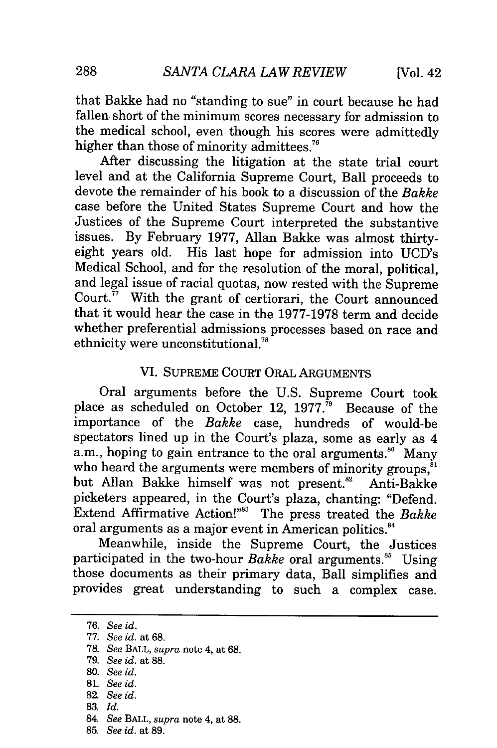that Bakke had no "standing to sue" in court because he had fallen short of the minimum scores necessary for admission to the medical school, even though his scores were admittedly higher than those of minority admittees.[76]

After discussing the litigation at the state trial court level and at the California Supreme Court, Ball proceeds to devote the remainder of his book to a discussion of the *Bakke* case before the United States Supreme Court and how the Justices of the Supreme Court interpreted the substantive issues. By February 1977, Allan Bakke was almost thirty-eight years old. His last hope for admission into UCD's Medical School, and for the resolution of the moral, political, and legal issue of racial quotas, now rested with the Supreme Court.[77] With the grant of certiorari, the Court announced that it would hear the case in the 1977-1978 term and decide whether preferential admissions processes based on race and ethnicity were unconstitutional.[78]

## VI. SUPREME COURT ORAL ARGUMENTS

Oral arguments before the U.S. Supreme Court took place as scheduled on October 12, 1977.[79] Because of the importance of the *Bakke* case, hundreds of would-be spectators lined up in the Court's plaza, some as early as 4 a.m., hoping to gain entrance to the oral arguments.[80] Many who heard the arguments were members of minority groups,[81] but Allan Bakke himself was not present.[82] Anti-Bakke picketers appeared, in the Court's plaza, chanting: "Defend. Extend Affirmative Action!"[83] The press treated the *Bakke* oral arguments as a major event in American politics.[84]

Meanwhile, inside the Supreme Court, the Justices participated in the two-hour *Bakke* oral arguments.[85] Using those documents as their primary data, Ball simplifies and provides great understanding to such a complex case.

---

76. *See id.*
77. *See id.* at 68.
78. *See* BALL, *supra* note 4, at 68.
79. *See id.* at 88.
80. *See id.*
81. *See id.*
82. *See id.*
83. *Id.*
84. *See* BALL, *supra* note 4, at 88.
85. *See id.* at 89.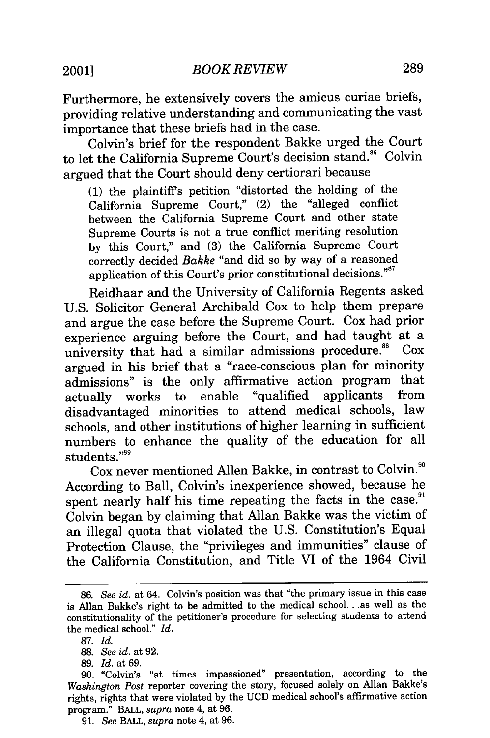Furthermore, he extensively covers the amicus curiae briefs, providing relative understanding and communicating the vast importance that these briefs had in the case.

Colvin's brief for the respondent Bakke urged the Court to let the California Supreme Court's decision stand.[86] Colvin argued that the Court should deny certiorari because

> (1) the plaintiff's petition "distorted the holding of the California Supreme Court," (2) the "alleged conflict between the California Supreme Court and other state Supreme Courts is not a true conflict meriting resolution by this Court," and (3) the California Supreme Court correctly decided *Bakke* "and did so by way of a reasoned application of this Court's prior constitutional decisions."[87]

Reidhaar and the University of California Regents asked U.S. Solicitor General Archibald Cox to help them prepare and argue the case before the Supreme Court. Cox had prior experience arguing before the Court, and had taught at a university that had a similar admissions procedure.[88] Cox argued in his brief that a "race-conscious plan for minority admissions" is the only affirmative action program that actually works to enable "qualified applicants from disadvantaged minorities to attend medical schools, law schools, and other institutions of higher learning in sufficient numbers to enhance the quality of the education for all students."[89]

Cox never mentioned Allen Bakke, in contrast to Colvin.[90] According to Ball, Colvin's inexperience showed, because he spent nearly half his time repeating the facts in the case.[91] Colvin began by claiming that Allan Bakke was the victim of an illegal quota that violated the U.S. Constitution's Equal Protection Clause, the "privileges and immunities" clause of the California Constitution, and Title VI of the 1964 Civil

---

86. *See id.* at 64. Colvin's position was that "the primary issue in this case is Allan Bakke's right to be admitted to the medical school. . .as well as the constitutionality of the petitioner's procedure for selecting students to attend the medical school." *Id.*

87. *Id.*

88. *See id.* at 92.

89. *Id.* at 69.

90. "Colvin's "at times impassioned" presentation, according to the *Washington Post* reporter covering the story, focused solely on Allan Bakke's rights, rights that were violated by the UCD medical school's affirmative action program." BALL, *supra* note 4, at 96.

91. *See* BALL, *supra* note 4, at 96.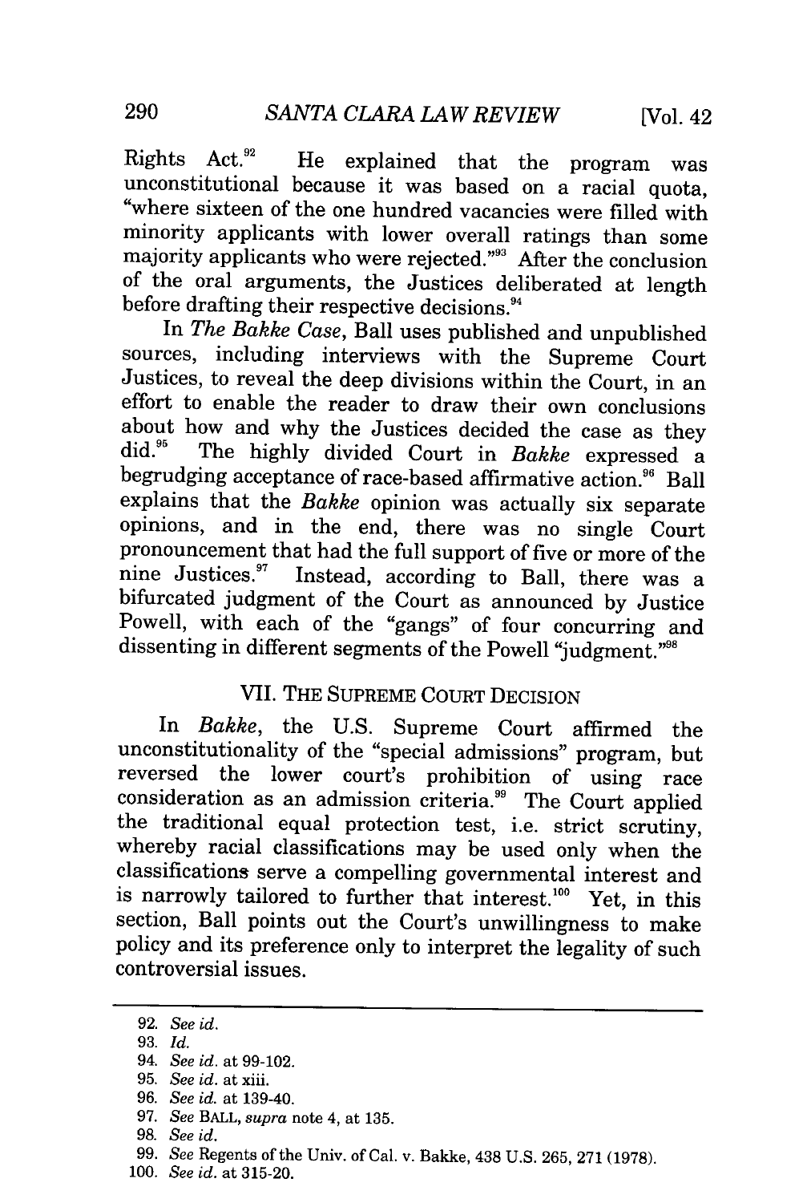Rights Act.[92] He explained that the program was unconstitutional because it was based on a racial quota, "where sixteen of the one hundred vacancies were filled with minority applicants with lower overall ratings than some majority applicants who were rejected."[93] After the conclusion of the oral arguments, the Justices deliberated at length before drafting their respective decisions.[94]

In *The Bakke Case*, Ball uses published and unpublished sources, including interviews with the Supreme Court Justices, to reveal the deep divisions within the Court, in an effort to enable the reader to draw their own conclusions about how and why the Justices decided the case as they did.[95] The highly divided Court in *Bakke* expressed a begrudging acceptance of race-based affirmative action.[96] Ball explains that the *Bakke* opinion was actually six separate opinions, and in the end, there was no single Court pronouncement that had the full support of five or more of the nine Justices.[97] Instead, according to Ball, there was a bifurcated judgment of the Court as announced by Justice Powell, with each of the "gangs" of four concurring and dissenting in different segments of the Powell "judgment."[98]

## VII. THE SUPREME COURT DECISION

In *Bakke*, the U.S. Supreme Court affirmed the unconstitutionality of the "special admissions" program, but reversed the lower court's prohibition of using race consideration as an admission criteria.[99] The Court applied the traditional equal protection test, i.e. strict scrutiny, whereby racial classifications may be used only when the classifications serve a compelling governmental interest and is narrowly tailored to further that interest.[100] Yet, in this section, Ball points out the Court's unwillingness to make policy and its preference only to interpret the legality of such controversial issues.

---

92. *See id.*
93. *Id.*
94. *See id.* at 99-102.
95. *See id.* at xiii.
96. *See id.* at 139-40.
97. *See* BALL, *supra* note 4, at 135.
98. *See id.*
99. *See* Regents of the Univ. of Cal. v. Bakke, 438 U.S. 265, 271 (1978).
100. *See id.* at 315-20.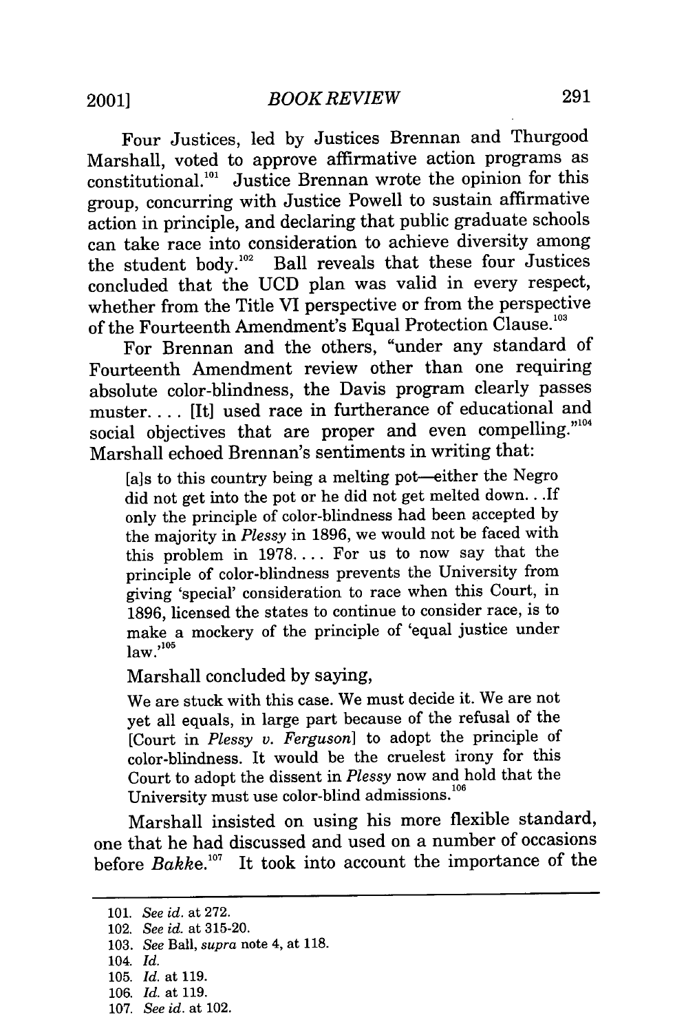Four Justices, led by Justices Brennan and Thurgood Marshall, voted to approve affirmative action programs as constitutional.[101] Justice Brennan wrote the opinion for this group, concurring with Justice Powell to sustain affirmative action in principle, and declaring that public graduate schools can take race into consideration to achieve diversity among the student body.[102] Ball reveals that these four Justices concluded that the UCD plan was valid in every respect, whether from the Title VI perspective or from the perspective of the Fourteenth Amendment's Equal Protection Clause.[103]

For Brennan and the others, "under any standard of Fourteenth Amendment review other than one requiring absolute color-blindness, the Davis program clearly passes muster. . . . [It] used race in furtherance of educational and social objectives that are proper and even compelling."[104] Marshall echoed Brennan's sentiments in writing that:

> [a]s to this country being a melting pot—either the Negro did not get into the pot or he did not get melted down. . .If only the principle of color-blindness had been accepted by the majority in *Plessy* in 1896, we would not be faced with this problem in 1978. . . . For us to now say that the principle of color-blindness prevents the University from giving 'special' consideration to race when this Court, in 1896, licensed the states to continue to consider race, is to make a mockery of the principle of 'equal justice under law.'[105]

Marshall concluded by saying,

> We are stuck with this case. We must decide it. We are not yet all equals, in large part because of the refusal of the [Court in *Plessy v. Ferguson*] to adopt the principle of color-blindness. It would be the cruelest irony for this Court to adopt the dissent in *Plessy* now and hold that the University must use color-blind admissions.[106]

Marshall insisted on using his more flexible standard, one that he had discussed and used on a number of occasions before *Bakke*.[107] It took into account the importance of the

---

101. *See id.* at 272.
102. *See id.* at 315-20.
103. *See* Ball, *supra* note 4, at 118.
104. *Id.*
105. *Id.* at 119.
106. *Id.* at 119.
107. *See id.* at 102.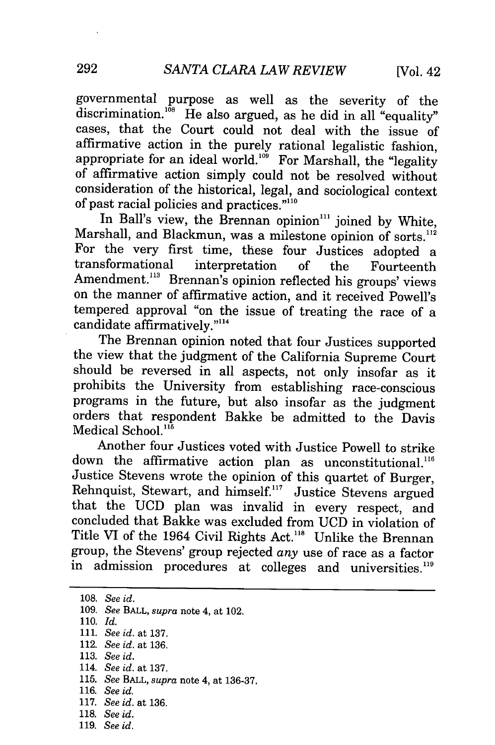governmental purpose as well as the severity of the discrimination.[108] He also argued, as he did in all "equality" cases, that the Court could not deal with the issue of affirmative action in the purely rational legalistic fashion, appropriate for an ideal world.[109] For Marshall, the "legality of affirmative action simply could not be resolved without consideration of the historical, legal, and sociological context of past racial policies and practices."[110]

In Ball's view, the Brennan opinion[111] joined by White, Marshall, and Blackmun, was a milestone opinion of sorts.[112] For the very first time, these four Justices adopted a transformational interpretation of the Fourteenth Amendment.[113] Brennan's opinion reflected his groups' views on the manner of affirmative action, and it received Powell's tempered approval "on the issue of treating the race of a candidate affirmatively."[114]

The Brennan opinion noted that four Justices supported the view that the judgment of the California Supreme Court should be reversed in all aspects, not only insofar as it prohibits the University from establishing race-conscious programs in the future, but also insofar as the judgment orders that respondent Bakke be admitted to the Davis Medical School.[115]

Another four Justices voted with Justice Powell to strike down the affirmative action plan as unconstitutional.[116] Justice Stevens wrote the opinion of this quartet of Burger, Rehnquist, Stewart, and himself.[117] Justice Stevens argued that the UCD plan was invalid in every respect, and concluded that Bakke was excluded from UCD in violation of Title VI of the 1964 Civil Rights Act.[118] Unlike the Brennan group, the Stevens' group rejected *any* use of race as a factor in admission procedures at colleges and universities.[119]

108. *See id.*
109. *See* BALL, *supra* note 4, at 102.
110. *Id.*
111. *See id.* at 137.
112. *See id.* at 136.
113. *See id.*
114. *See id.* at 137.
115. *See* BALL, *supra* note 4, at 136-37.
116. *See id.*
117. *See id.* at 136.
118. *See id.*
119. *See id.*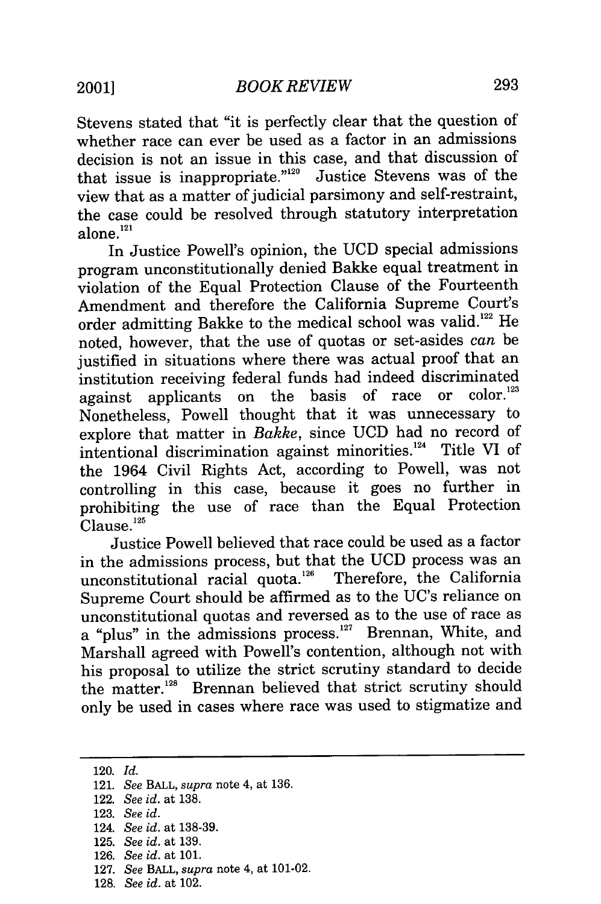Stevens stated that "it is perfectly clear that the question of whether race can ever be used as a factor in an admissions decision is not an issue in this case, and that discussion of that issue is inappropriate."[120] Justice Stevens was of the view that as a matter of judicial parsimony and self-restraint, the case could be resolved through statutory interpretation alone.[121]

In Justice Powell's opinion, the UCD special admissions program unconstitutionally denied Bakke equal treatment in violation of the Equal Protection Clause of the Fourteenth Amendment and therefore the California Supreme Court's order admitting Bakke to the medical school was valid.[122] He noted, however, that the use of quotas or set-asides *can* be justified in situations where there was actual proof that an institution receiving federal funds had indeed discriminated against applicants on the basis of race or color.[123] Nonetheless, Powell thought that it was unnecessary to explore that matter in *Bakke*, since UCD had no record of intentional discrimination against minorities.[124] Title VI of the 1964 Civil Rights Act, according to Powell, was not controlling in this case, because it goes no further in prohibiting the use of race than the Equal Protection Clause.[125]

Justice Powell believed that race could be used as a factor in the admissions process, but that the UCD process was an unconstitutional racial quota.[126] Therefore, the California Supreme Court should be affirmed as to the UC's reliance on unconstitutional quotas and reversed as to the use of race as a "plus" in the admissions process.[127] Brennan, White, and Marshall agreed with Powell's contention, although not with his proposal to utilize the strict scrutiny standard to decide the matter.[128] Brennan believed that strict scrutiny should only be used in cases where race was used to stigmatize and

---

120. *Id.*

121. *See* BALL, *supra* note 4, at 136.

122. *See id.* at 138.

123. *See id.*

124. *See id.* at 138-39.

125. *See id.* at 139.

126. *See id.* at 101.

127. *See* BALL, *supra* note 4, at 101-02.

128. *See id.* at 102.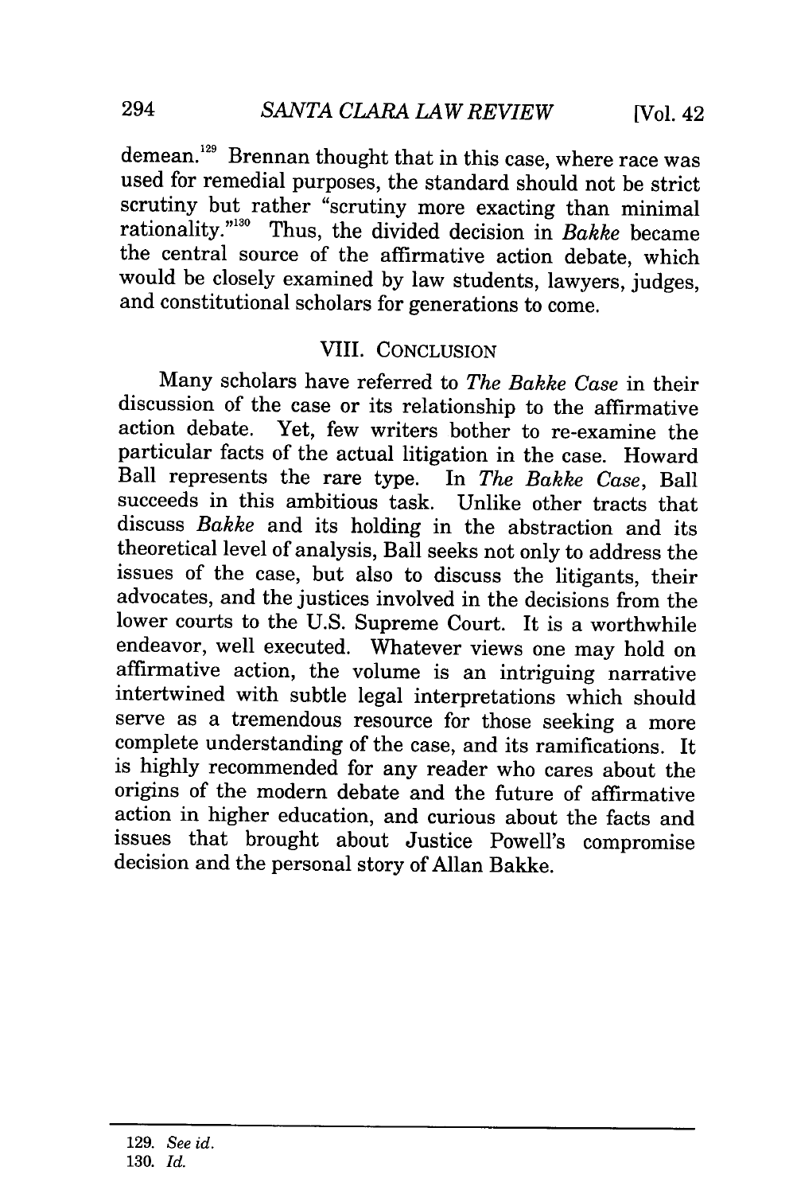demean.[129] Brennan thought that in this case, where race was used for remedial purposes, the standard should not be strict scrutiny but rather "scrutiny more exacting than minimal rationality."[130] Thus, the divided decision in *Bakke* became the central source of the affirmative action debate, which would be closely examined by law students, lawyers, judges, and constitutional scholars for generations to come.

## VIII. CONCLUSION

Many scholars have referred to *The Bakke Case* in their discussion of the case or its relationship to the affirmative action debate. Yet, few writers bother to re-examine the particular facts of the actual litigation in the case. Howard Ball represents the rare type. In *The Bakke Case*, Ball succeeds in this ambitious task. Unlike other tracts that discuss *Bakke* and its holding in the abstraction and its theoretical level of analysis, Ball seeks not only to address the issues of the case, but also to discuss the litigants, their advocates, and the justices involved in the decisions from the lower courts to the U.S. Supreme Court. It is a worthwhile endeavor, well executed. Whatever views one may hold on affirmative action, the volume is an intriguing narrative intertwined with subtle legal interpretations which should serve as a tremendous resource for those seeking a more complete understanding of the case, and its ramifications. It is highly recommended for any reader who cares about the origins of the modern debate and the future of affirmative action in higher education, and curious about the facts and issues that brought about Justice Powell's compromise decision and the personal story of Allan Bakke.

---

129. *See id.*
130. *Id.*